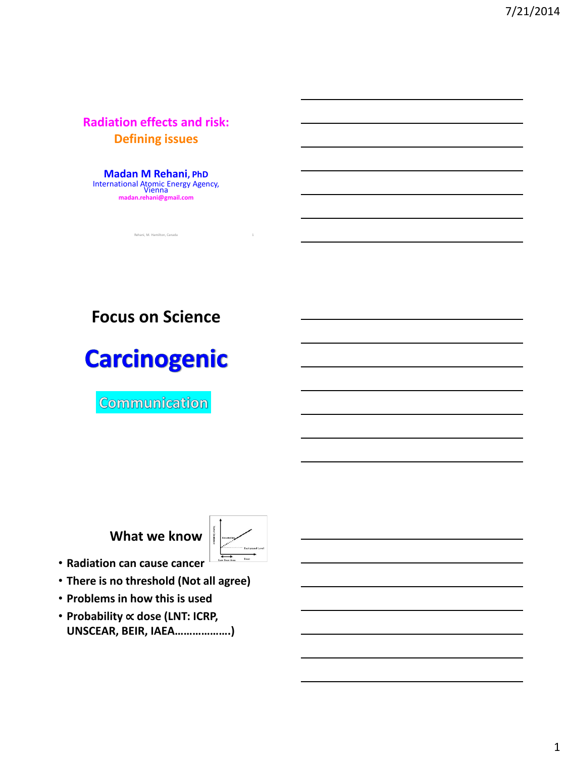## Radiation effects and risk: Defining issues

**Madan M Rehani, PhD**
International Atomic Energy Agency, Vienna
madan.rehani@gmail.com

Rehani, M. Hamilton, Canada

---

## Focus on Science

# Carcinogenic

Communication

---

## What we know

- **Radiation can cause cancer**
- **There is no threshold (Not all agree)**
- **Problems in how this is used**
- **Probability ∝ dose (LNT: ICRP, UNSCEAR, BEIR, IAEA……………….)**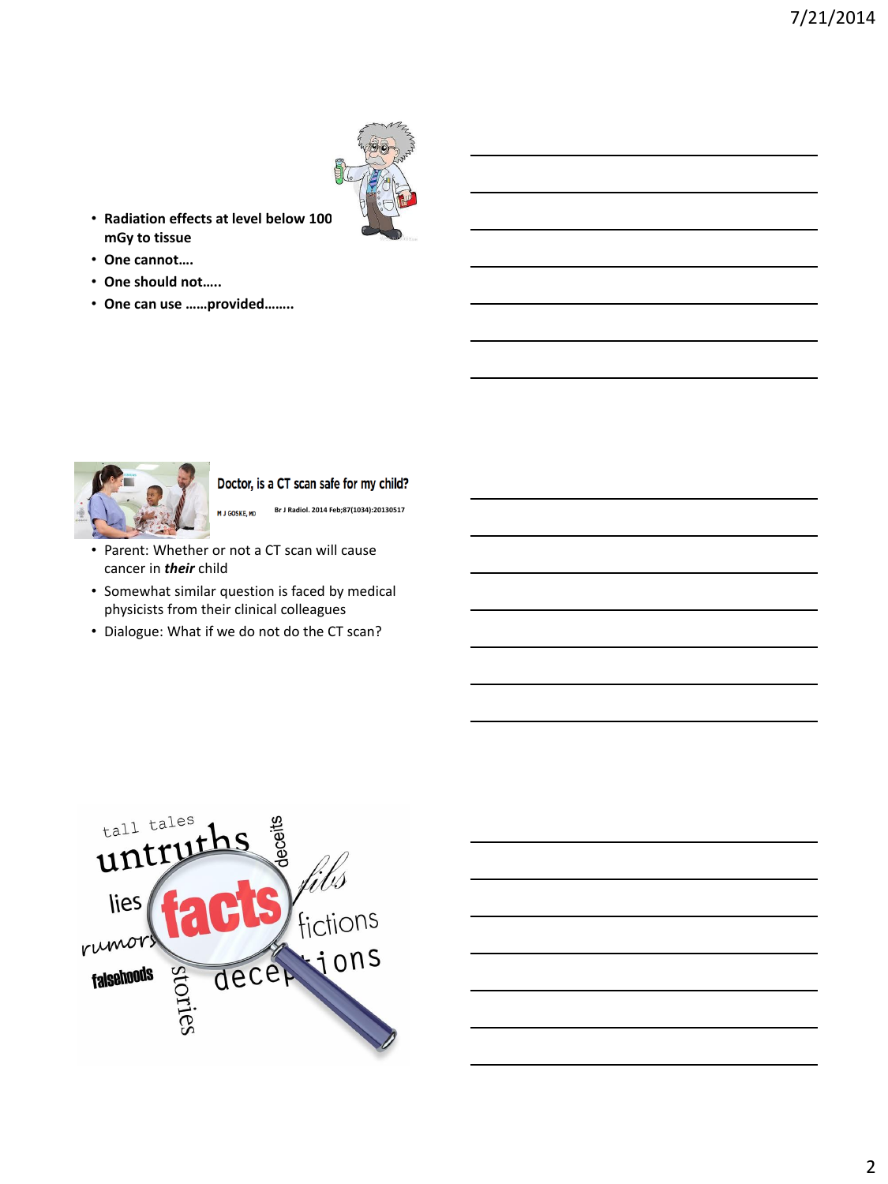- **Radiation effects at level below 100 mGy to tissue**
- **One cannot….**
- **One should not…..**
- **One can use ……provided……..**

**Doctor, is a CT scan safe for my child?**

M J GOSKE, MD — Br J Radiol. 2014 Feb;87(1034):20130517

- Parent: Whether or not a CT scan will cause cancer in ***their*** child
- Somewhat similar question is faced by medical physicists from their clinical colleagues
- Dialogue: What if we do not do the CT scan?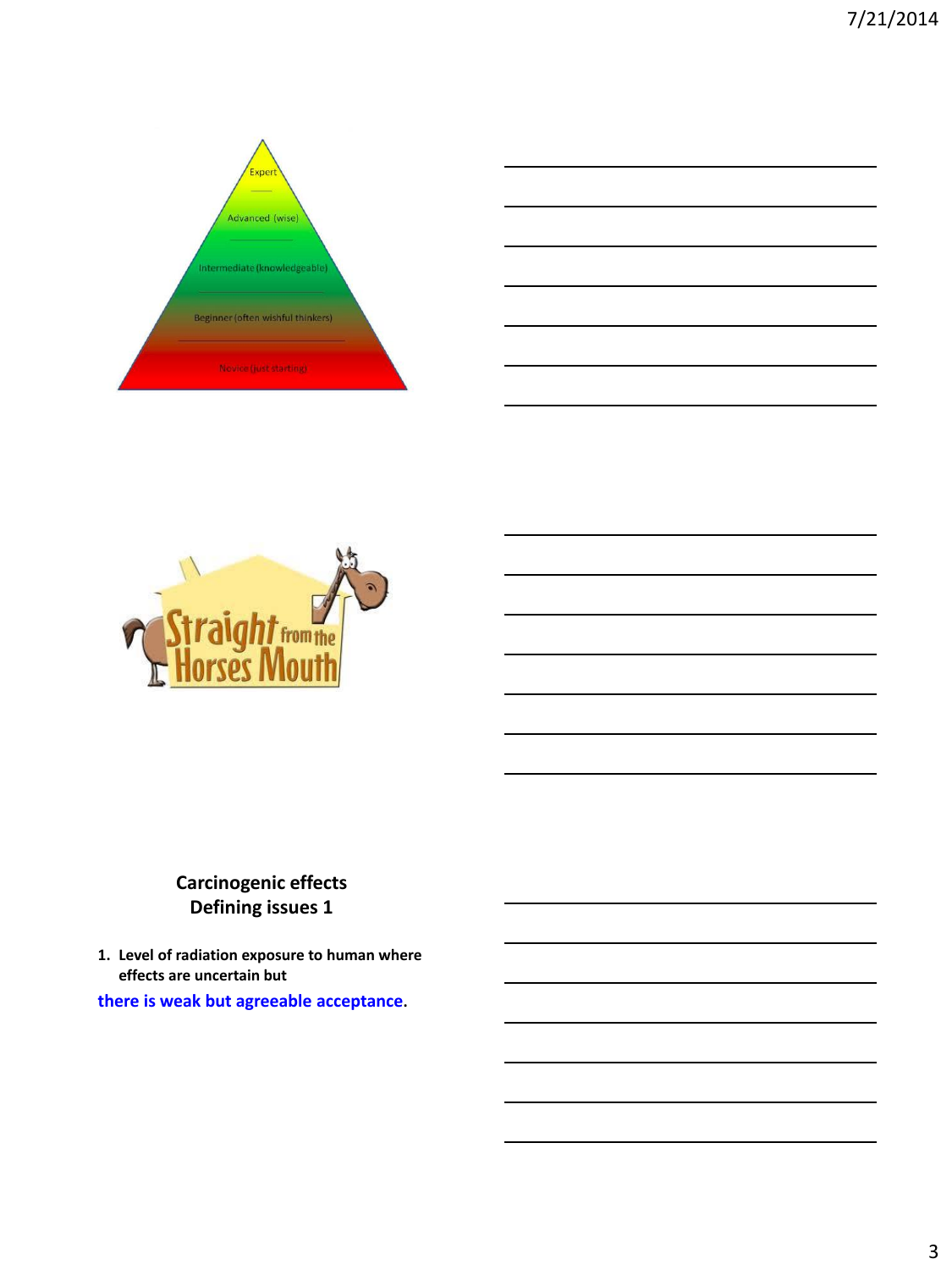Expert

Advanced (wise)

Intermediate (knowledgeable)

Beginner (often wishful thinkers)

Novice (just starting)

Straight from the Horses Mouth

**Carcinogenic effects**
**Defining issues 1**

1. **Level of radiation exposure to human where effects are uncertain but**

**there is weak but agreeable acceptance.**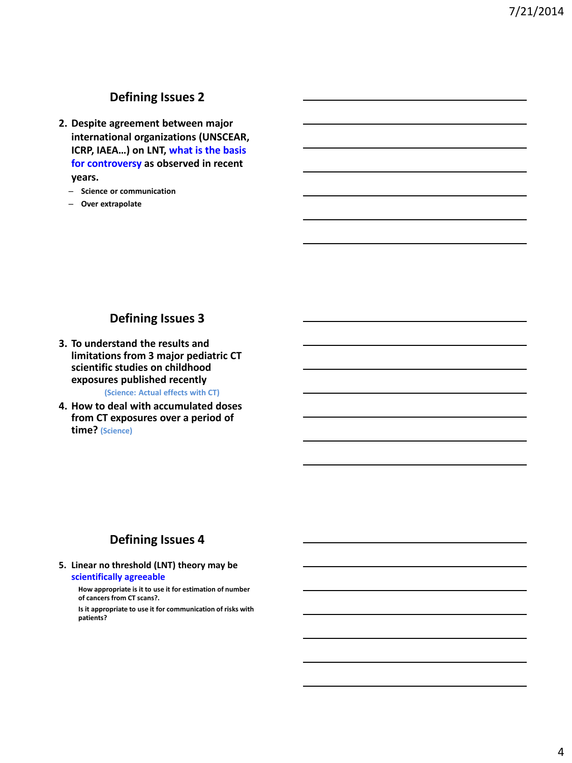## Defining Issues 2

2. **Despite agreement between major international organizations (UNSCEAR, ICRP, IAEA…) on LNT, what is the basis for controversy as observed in recent years.**
   - **Science or communication**
   - **Over extrapolate**

## Defining Issues 3

3. **To understand the results and limitations from 3 major pediatric CT scientific studies on childhood exposures published recently**

   **(Science: Actual effects with CT)**

4. **How to deal with accumulated doses from CT exposures over a period of time? (Science)**

## Defining Issues 4

5. **Linear no threshold (LNT) theory may be scientifically agreeable**

   **How appropriate is it to use it for estimation of number of cancers from CT scans?.**

   **Is it appropriate to use it for communication of risks with patients?**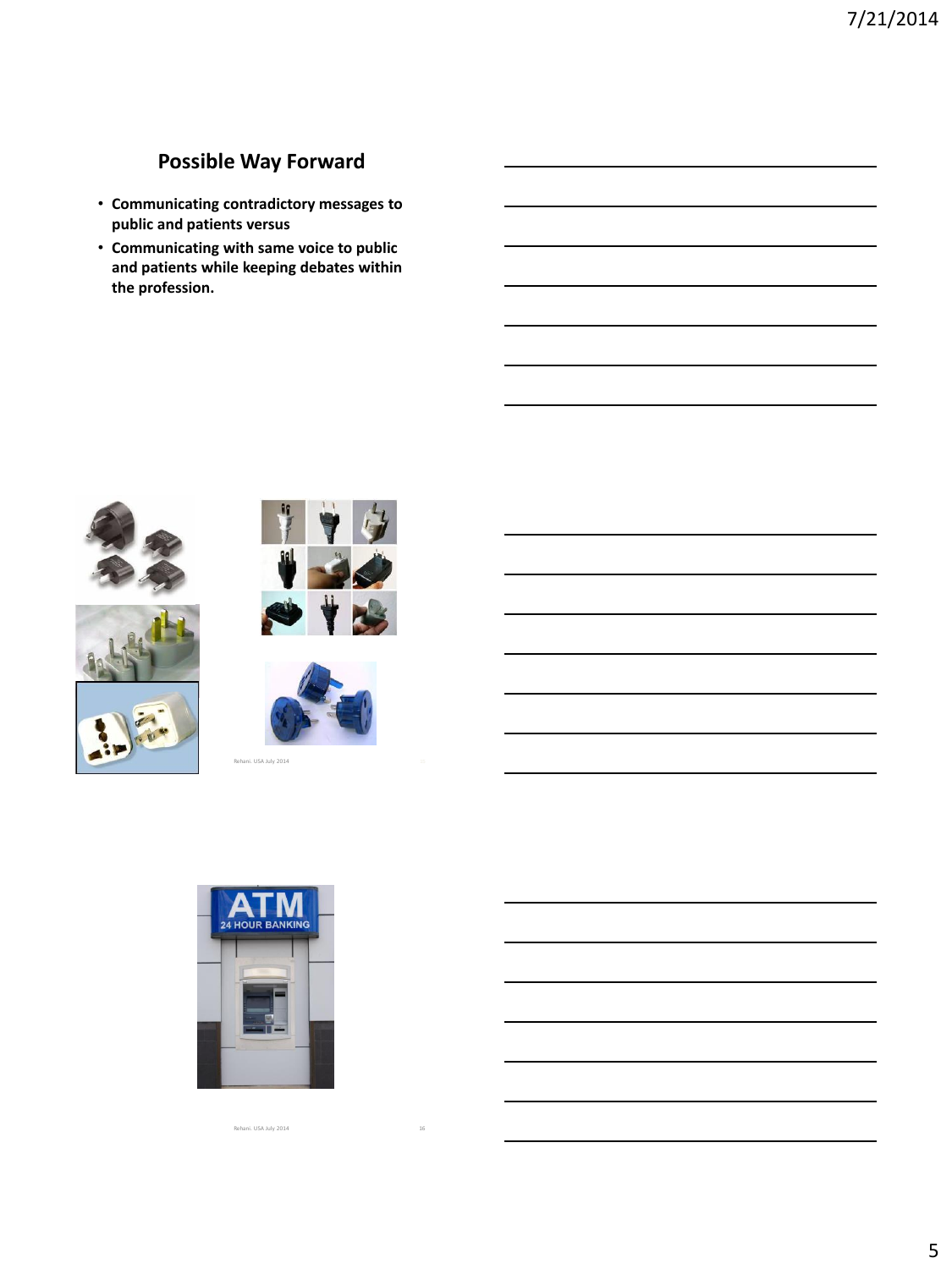## Possible Way Forward

- Communicating contradictory messages to public and patients versus
- Communicating with same voice to public and patients while keeping debates within the profession.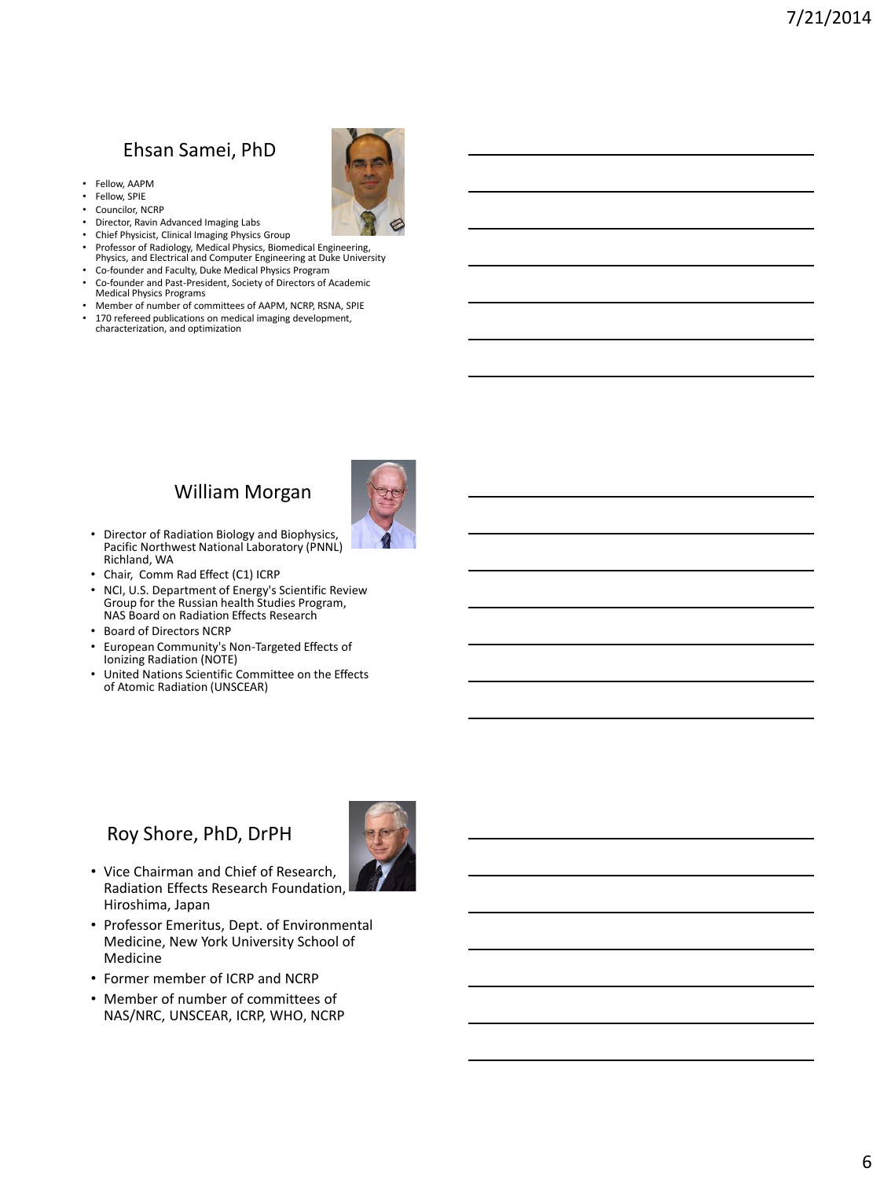## Ehsan Samei, PhD

- Fellow, AAPM
- Fellow, SPIE
- Councilor, NCRP
- Director, Ravin Advanced Imaging Labs
- Chief Physicist, Clinical Imaging Physics Group
- Professor of Radiology, Medical Physics, Biomedical Engineering, Physics, and Electrical and Computer Engineering at Duke University
- Co-founder and Faculty, Duke Medical Physics Program
- Co-founder and Past-President, Society of Directors of Academic Medical Physics Programs
- Member of number of committees of AAPM, NCRP, RSNA, SPIE
- 170 refereed publications on medical imaging development, characterization, and optimization

## William Morgan

- Director of Radiation Biology and Biophysics, Pacific Northwest National Laboratory (PNNL) Richland, WA
- Chair, Comm Rad Effect (C1) ICRP
- NCI, U.S. Department of Energy's Scientific Review Group for the Russian health Studies Program, NAS Board on Radiation Effects Research
- Board of Directors NCRP
- European Community's Non-Targeted Effects of Ionizing Radiation (NOTE)
- United Nations Scientific Committee on the Effects of Atomic Radiation (UNSCEAR)

## Roy Shore, PhD, DrPH

- Vice Chairman and Chief of Research, Radiation Effects Research Foundation, Hiroshima, Japan
- Professor Emeritus, Dept. of Environmental Medicine, New York University School of Medicine
- Former member of ICRP and NCRP
- Member of number of committees of NAS/NRC, UNSCEAR, ICRP, WHO, NCRP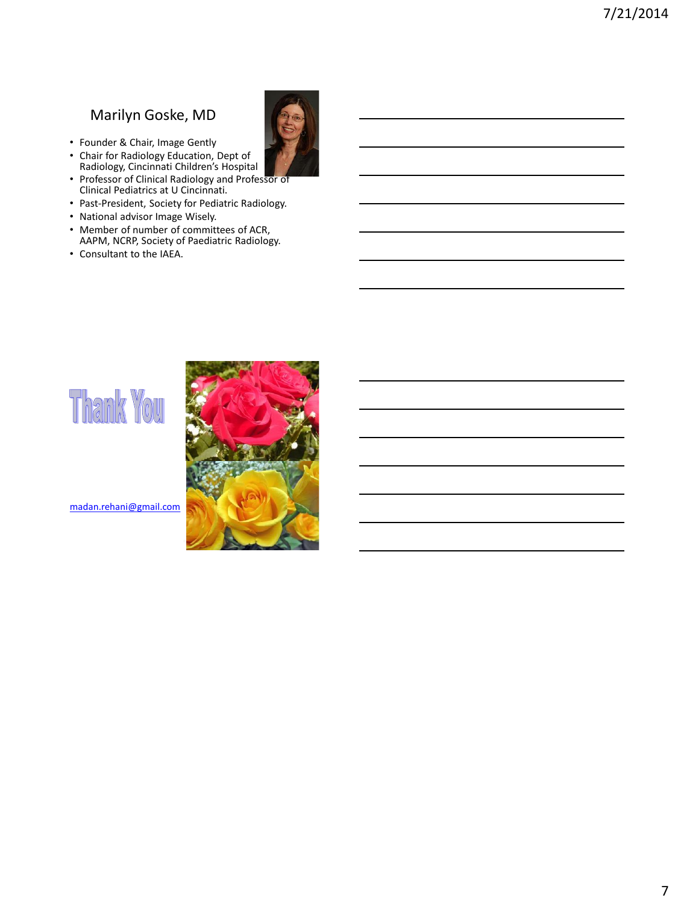## Marilyn Goske, MD

- Founder & Chair, Image Gently
- Chair for Radiology Education, Dept of Radiology, Cincinnati Children's Hospital
- Professor of Clinical Radiology and Professor of Clinical Pediatrics at U Cincinnati.
- Past-President, Society for Pediatric Radiology.
- National advisor Image Wisely.
- Member of number of committees of ACR, AAPM, NCRP, Society of Paediatric Radiology.
- Consultant to the IAEA.

## Thank You

madan.rehani@gmail.com